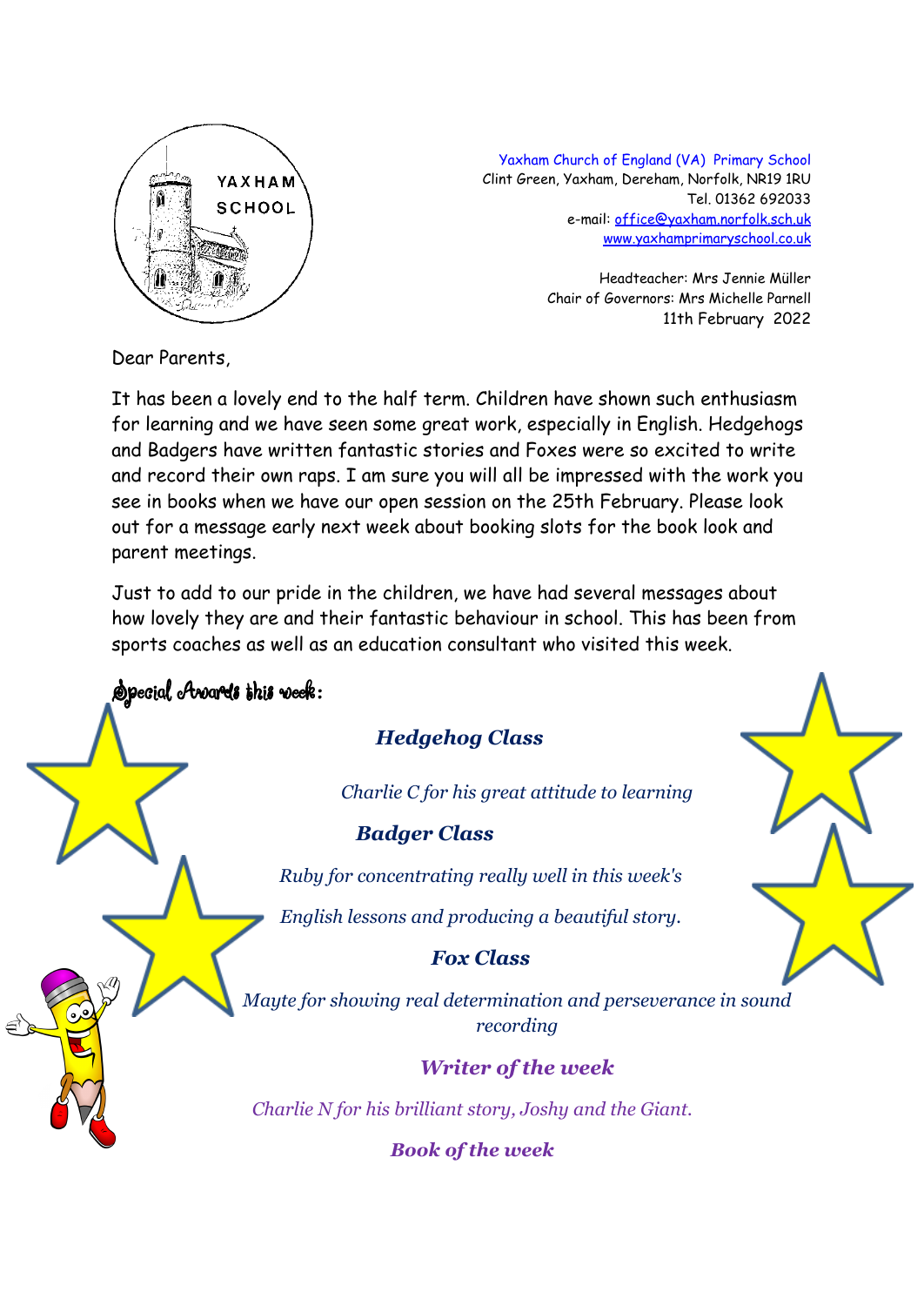YAXHAM SCHOOL

Yaxham Church of England (VA) Primary School
Clint Green, Yaxham, Dereham, Norfolk, NR19 1RU
Tel. 01362 692033
e-mail: office@yaxham.norfolk.sch.uk
www.yaxhamprimaryschool.co.uk

Headteacher: Mrs Jennie Müller
Chair of Governors: Mrs Michelle Parnell
11th February 2022

Dear Parents,

It has been a lovely end to the half term. Children have shown such enthusiasm for learning and we have seen some great work, especially in English. Hedgehogs and Badgers have written fantastic stories and Foxes were so excited to write and record their own raps. I am sure you will all be impressed with the work you see in books when we have our open session on the 25th February. Please look out for a message early next week about booking slots for the book look and parent meetings.

Just to add to our pride in the children, we have had several messages about how lovely they are and their fantastic behaviour in school. This has been from sports coaches as well as an education consultant who visited this week.

## Special Awards this week:

### *Hedgehog Class*

*Charlie C for his great attitude to learning*

### *Badger Class*

*Ruby for concentrating really well in this week's English lessons and producing a beautiful story.*

### *Fox Class*

*Mayte for showing real determination and perseverance in sound recording*

### *Writer of the week*

*Charlie N for his brilliant story, Joshy and the Giant.*

### *Book of the week*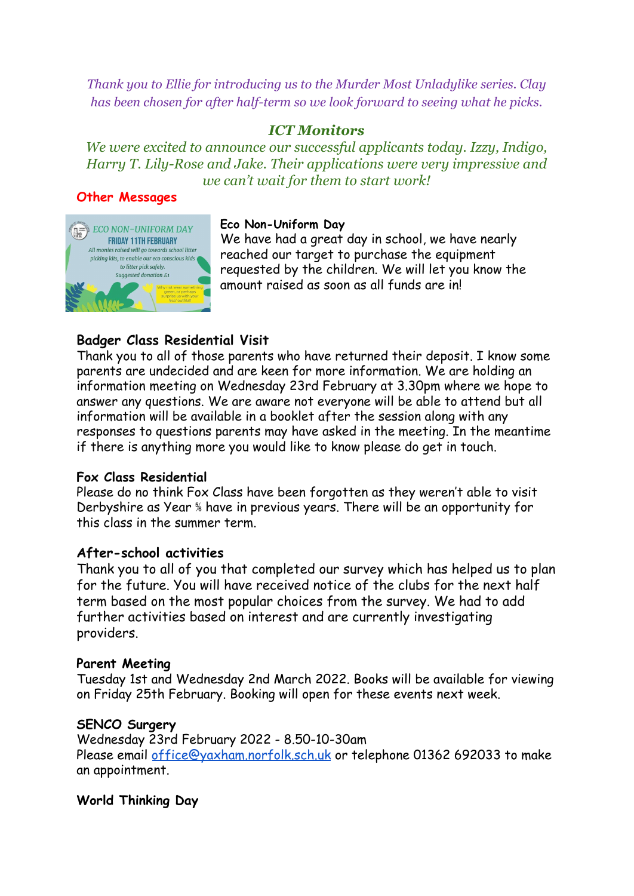*Thank you to Ellie for introducing us to the Murder Most Unladylike series. Clay has been chosen for after half-term so we look forward to seeing what he picks.*

### *ICT Monitors*

*We were excited to announce our successful applicants today. Izzy, Indigo, Harry T. Lily-Rose and Jake. Their applications were very impressive and we can't wait for them to start work!*

## Other Messages

ECO NON-UNIFORM DAY
FRIDAY 11TH FEBRUARY
All monies raised will go towards school litter picking kits, to enable our eco conscious kids to litter pick safely.
Suggested donation £1
Why not wear something green, or perhaps surprise us with your 'eco' outfit!

**Eco Non-Uniform Day**
We have had a great day in school, we have nearly reached our target to purchase the equipment requested by the children. We will let you know the amount raised as soon as all funds are in!

**Badger Class Residential Visit**
Thank you to all of those parents who have returned their deposit. I know some parents are undecided and are keen for more information. We are holding an information meeting on Wednesday 23rd February at 3.30pm where we hope to answer any questions. We are aware not everyone will be able to attend but all information will be available in a booklet after the session along with any responses to questions parents may have asked in the meeting. In the meantime if there is anything more you would like to know please do get in touch.

**Fox Class Residential**
Please do no think Fox Class have been forgotten as they weren't able to visit Derbyshire as Year 5/6 have in previous years. There will be an opportunity for this class in the summer term.

**After-school activities**
Thank you to all of you that completed our survey which has helped us to plan for the future. You will have received notice of the clubs for the next half term based on the most popular choices from the survey. We had to add further activities based on interest and are currently investigating providers.

**Parent Meeting**
Tuesday 1st and Wednesday 2nd March 2022. Books will be available for viewing on Friday 25th February. Booking will open for these events next week.

**SENCO Surgery**
Wednesday 23rd February 2022 - 8.50-10-30am
Please email office@yaxham.norfolk.sch.uk or telephone 01362 692033 to make an appointment.

**World Thinking Day**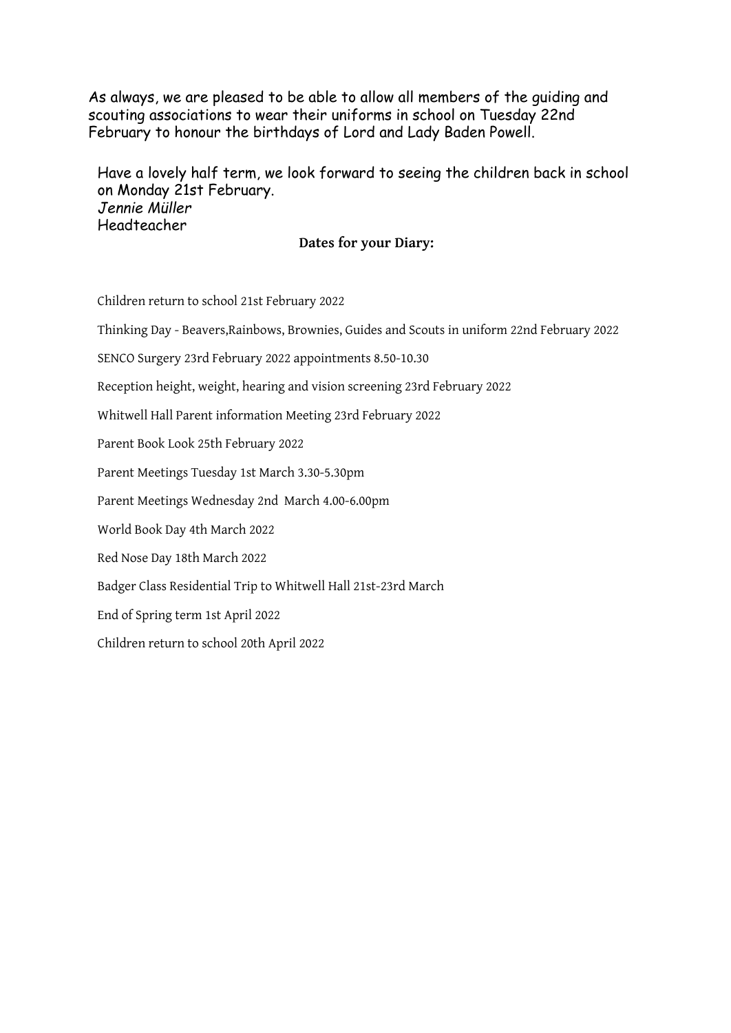As always, we are pleased to be able to allow all members of the guiding and scouting associations to wear their uniforms in school on Tuesday 22nd February to honour the birthdays of Lord and Lady Baden Powell.

Have a lovely half term, we look forward to seeing the children back in school on Monday 21st February.
*Jennie Müller*
Headteacher

**Dates for your Diary:**

Children return to school 21st February 2022

Thinking Day - Beavers,Rainbows, Brownies, Guides and Scouts in uniform 22nd February 2022

SENCO Surgery 23rd February 2022 appointments 8.50-10.30

Reception height, weight, hearing and vision screening 23rd February 2022

Whitwell Hall Parent information Meeting 23rd February 2022

Parent Book Look 25th February 2022

Parent Meetings Tuesday 1st March 3.30-5.30pm

Parent Meetings Wednesday 2nd March 4.00-6.00pm

World Book Day 4th March 2022

Red Nose Day 18th March 2022

Badger Class Residential Trip to Whitwell Hall 21st-23rd March

End of Spring term 1st April 2022

Children return to school 20th April 2022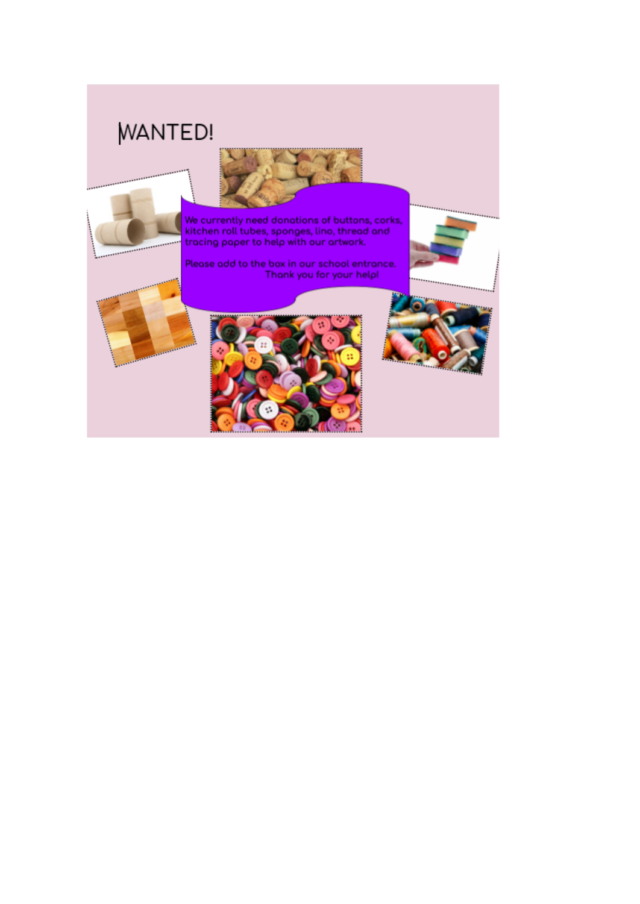# WANTED!

We currently need donations of buttons, corks, kitchen roll tubes, sponges, lino, thread and tracing paper to help with our artwork.

Please add to the box in our school entrance.
Thank you for your help!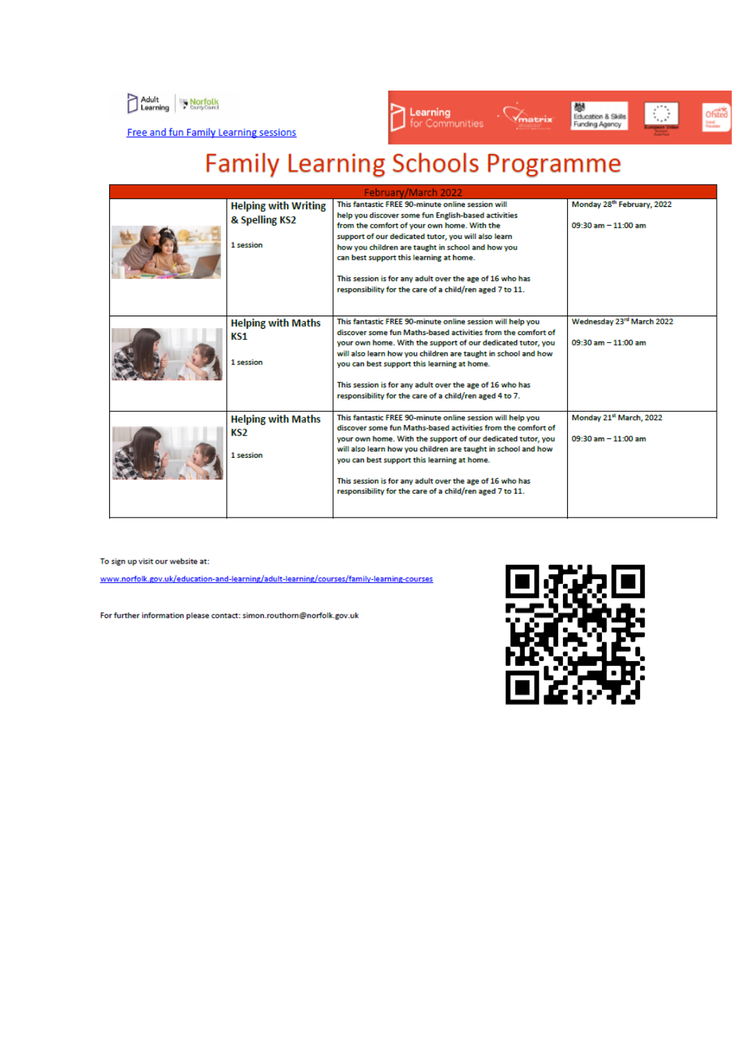Adult Learning | Norfolk County Council

[Free and fun Family Learning sessions](#)

Learning for Communities · matrix · Education & Skills Funding Agency · European Union · Ofsted

# Family Learning Schools Programme

| February/March 2022 | | | |
|---|---|---|---|
| | **Helping with Writing & Spelling KS2**<br><br>1 session | This fantastic FREE 90-minute online session will help you discover some fun English-based activities from the comfort of your own home. With the support of our dedicated tutor, you will also learn how you children are taught in school and how you can best support this learning at home.<br><br>This session is for any adult over the age of 16 who has responsibility for the care of a child/ren aged 7 to 11. | Monday 28th February, 2022<br><br>09:30 am – 11:00 am |
| | **Helping with Maths KS1**<br><br>1 session | This fantastic FREE 90-minute online session will help you discover some fun Maths-based activities from the comfort of your own home. With the support of our dedicated tutor, you will also learn how you children are taught in school and how you can best support this learning at home.<br><br>This session is for any adult over the age of 16 who has responsibility for the care of a child/ren aged 4 to 7. | Wednesday 23rd March 2022<br><br>09:30 am – 11:00 am |
| | **Helping with Maths KS2**<br><br>1 session | This fantastic FREE 90-minute online session will help you discover some fun Maths-based activities from the comfort of your own home. With the support of our dedicated tutor, you will also learn how you children are taught in school and how you can best support this learning at home.<br><br>This session is for any adult over the age of 16 who has responsibility for the care of a child/ren aged 7 to 11. | Monday 21st March, 2022<br><br>09:30 am – 11:00 am |

To sign up visit our website at:

www.norfolk.gov.uk/education-and-learning/adult-learning/courses/family-learning-courses

For further information please contact: simon.routhorn@norfolk.gov.uk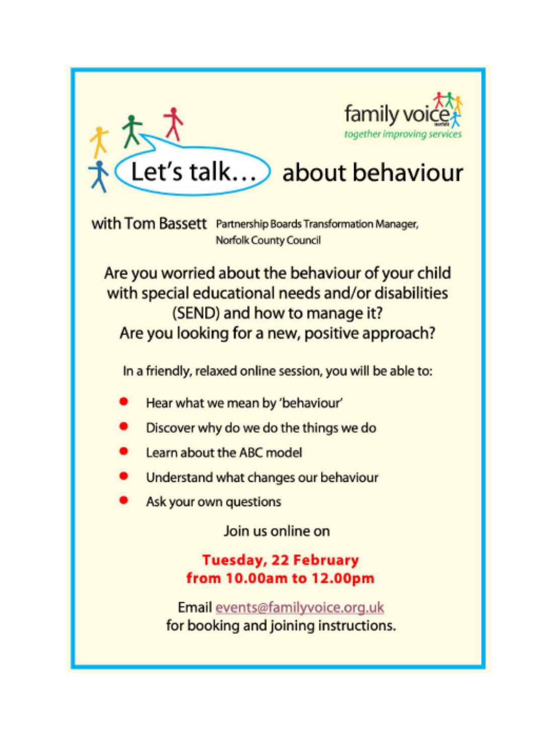family voice

*together improving services*

# Let's talk… about behaviour

with Tom Bassett Partnership Boards Transformation Manager, Norfolk County Council

Are you worried about the behaviour of your child with special educational needs and/or disabilities (SEND) and how to manage it?
Are you looking for a new, positive approach?

In a friendly, relaxed online session, you will be able to:

- Hear what we mean by 'behaviour'
- Discover why do we do the things we do
- Learn about the ABC model
- Understand what changes our behaviour
- Ask your own questions

Join us online on

**Tuesday, 22 February**
**from 10.00am to 12.00pm**

Email events@familyvoice.org.uk
for booking and joining instructions.